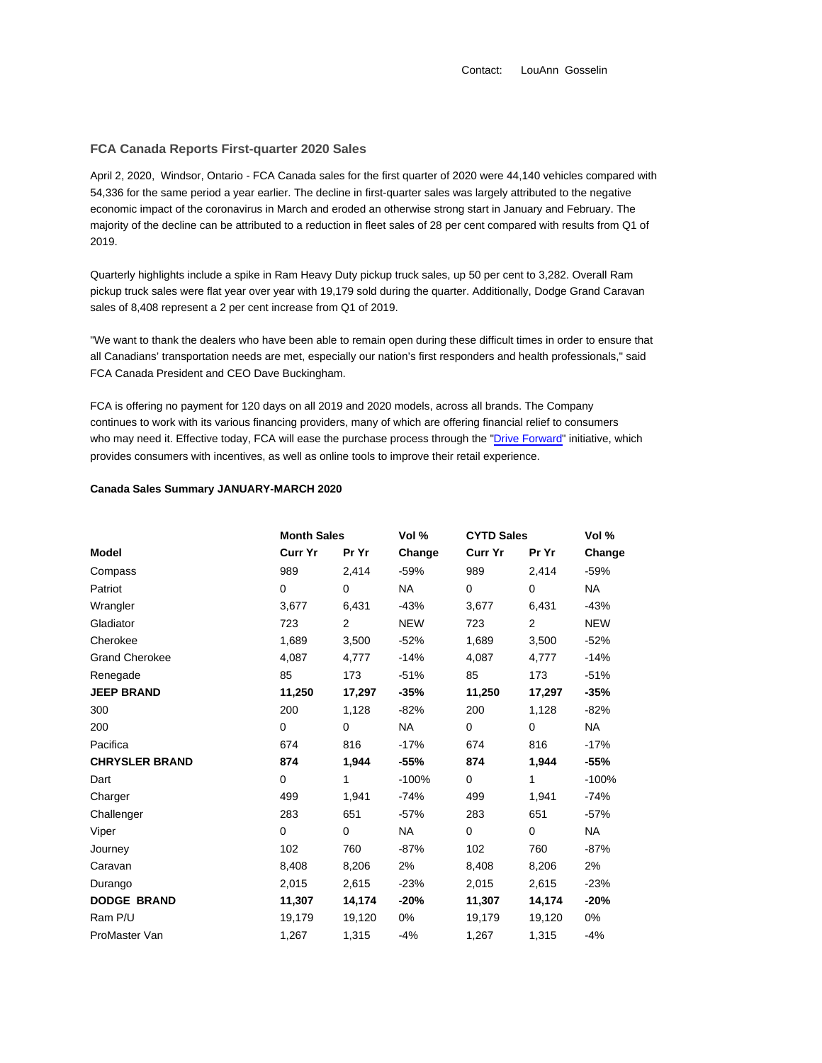Contact: LouAnn Gosselin

## FCA Canada Reports First-quarter 2020 Sales

April 2, 2020, Windsor, Ontario - FCA Canada sales for the first quarter of 2020 were 44,140 vehicles compared with 54,336 for the same period a year earlier. The decline in first-quarter sales was largely attributed to the negative economic impact of the coronavirus in March and eroded an otherwise strong start in January and February. The majority of the decline can be attributed to a reduction in fleet sales of 28 per cent compared with results from Q1 of 2019.

Quarterly highlights include a spike in Ram Heavy Duty pickup truck sales, up 50 per cent to 3,282. Overall Ram pickup truck sales were flat year over year with 19,179 sold during the quarter. Additionally, Dodge Grand Caravan sales of 8,408 represent a 2 per cent increase from Q1 of 2019.

"We want to thank the dealers who have been able to remain open during these difficult times in order to ensure that all Canadians' transportation needs are met, especially our nation's first responders and health professionals," said FCA Canada President and CEO Dave Buckingham.

FCA is offering no payment for 120 days on all 2019 and 2020 models, across all brands. The Company continues to work with its various financing providers, many of which are offering financial relief to consumers who may need it. Effective today, FCA will ease the purchase process through the "Drive Forward" initiative, which provides consumers with incentives, as well as online tools to improve their retail experience.

**Canada Sales Summary JANUARY-MARCH 2020**

| | **Month Sales** | | **Vol %** | **CYTD Sales** | | **Vol %** |
|---|---|---|---|---|---|---|
| **Model** | **Curr Yr** | **Pr Yr** | **Change** | **Curr Yr** | **Pr Yr** | **Change** |
| Compass | 989 | 2,414 | -59% | 989 | 2,414 | -59% |
| Patriot | 0 | 0 | NA | 0 | 0 | NA |
| Wrangler | 3,677 | 6,431 | -43% | 3,677 | 6,431 | -43% |
| Gladiator | 723 | 2 | NEW | 723 | 2 | NEW |
| Cherokee | 1,689 | 3,500 | -52% | 1,689 | 3,500 | -52% |
| Grand Cherokee | 4,087 | 4,777 | -14% | 4,087 | 4,777 | -14% |
| Renegade | 85 | 173 | -51% | 85 | 173 | -51% |
| **JEEP BRAND** | **11,250** | **17,297** | **-35%** | **11,250** | **17,297** | **-35%** |
| 300 | 200 | 1,128 | -82% | 200 | 1,128 | -82% |
| 200 | 0 | 0 | NA | 0 | 0 | NA |
| Pacifica | 674 | 816 | -17% | 674 | 816 | -17% |
| **CHRYSLER BRAND** | **874** | **1,944** | **-55%** | **874** | **1,944** | **-55%** |
| Dart | 0 | 1 | -100% | 0 | 1 | -100% |
| Charger | 499 | 1,941 | -74% | 499 | 1,941 | -74% |
| Challenger | 283 | 651 | -57% | 283 | 651 | -57% |
| Viper | 0 | 0 | NA | 0 | 0 | NA |
| Journey | 102 | 760 | -87% | 102 | 760 | -87% |
| Caravan | 8,408 | 8,206 | 2% | 8,408 | 8,206 | 2% |
| Durango | 2,015 | 2,615 | -23% | 2,015 | 2,615 | -23% |
| **DODGE BRAND** | **11,307** | **14,174** | **-20%** | **11,307** | **14,174** | **-20%** |
| Ram P/U | 19,179 | 19,120 | 0% | 19,179 | 19,120 | 0% |
| ProMaster Van | 1,267 | 1,315 | -4% | 1,267 | 1,315 | -4% |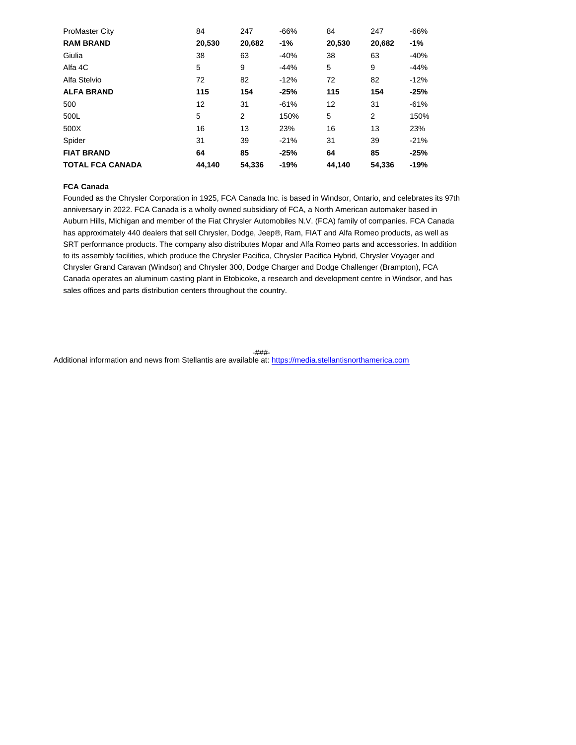| | | | | | | |
|---|---|---|---|---|---|---|
| ProMaster City | 84 | 247 | -66% | 84 | 247 | -66% |
| **RAM BRAND** | **20,530** | **20,682** | **-1%** | **20,530** | **20,682** | **-1%** |
| Giulia | 38 | 63 | -40% | 38 | 63 | -40% |
| Alfa 4C | 5 | 9 | -44% | 5 | 9 | -44% |
| Alfa Stelvio | 72 | 82 | -12% | 72 | 82 | -12% |
| **ALFA BRAND** | **115** | **154** | **-25%** | **115** | **154** | **-25%** |
| 500 | 12 | 31 | -61% | 12 | 31 | -61% |
| 500L | 5 | 2 | 150% | 5 | 2 | 150% |
| 500X | 16 | 13 | 23% | 16 | 13 | 23% |
| Spider | 31 | 39 | -21% | 31 | 39 | -21% |
| **FIAT BRAND** | **64** | **85** | **-25%** | **64** | **85** | **-25%** |
| **TOTAL FCA CANADA** | **44,140** | **54,336** | **-19%** | **44,140** | **54,336** | **-19%** |

**FCA Canada**

Founded as the Chrysler Corporation in 1925, FCA Canada Inc. is based in Windsor, Ontario, and celebrates its 97th anniversary in 2022. FCA Canada is a wholly owned subsidiary of FCA, a North American automaker based in Auburn Hills, Michigan and member of the Fiat Chrysler Automobiles N.V. (FCA) family of companies. FCA Canada has approximately 440 dealers that sell Chrysler, Dodge, Jeep®, Ram, FIAT and Alfa Romeo products, as well as SRT performance products. The company also distributes Mopar and Alfa Romeo parts and accessories. In addition to its assembly facilities, which produce the Chrysler Pacifica, Chrysler Pacifica Hybrid, Chrysler Voyager and Chrysler Grand Caravan (Windsor) and Chrysler 300, Dodge Charger and Dodge Challenger (Brampton), FCA Canada operates an aluminum casting plant in Etobicoke, a research and development centre in Windsor, and has sales offices and parts distribution centers throughout the country.

-###-

Additional information and news from Stellantis are available at: https://media.stellantisnorthamerica.com